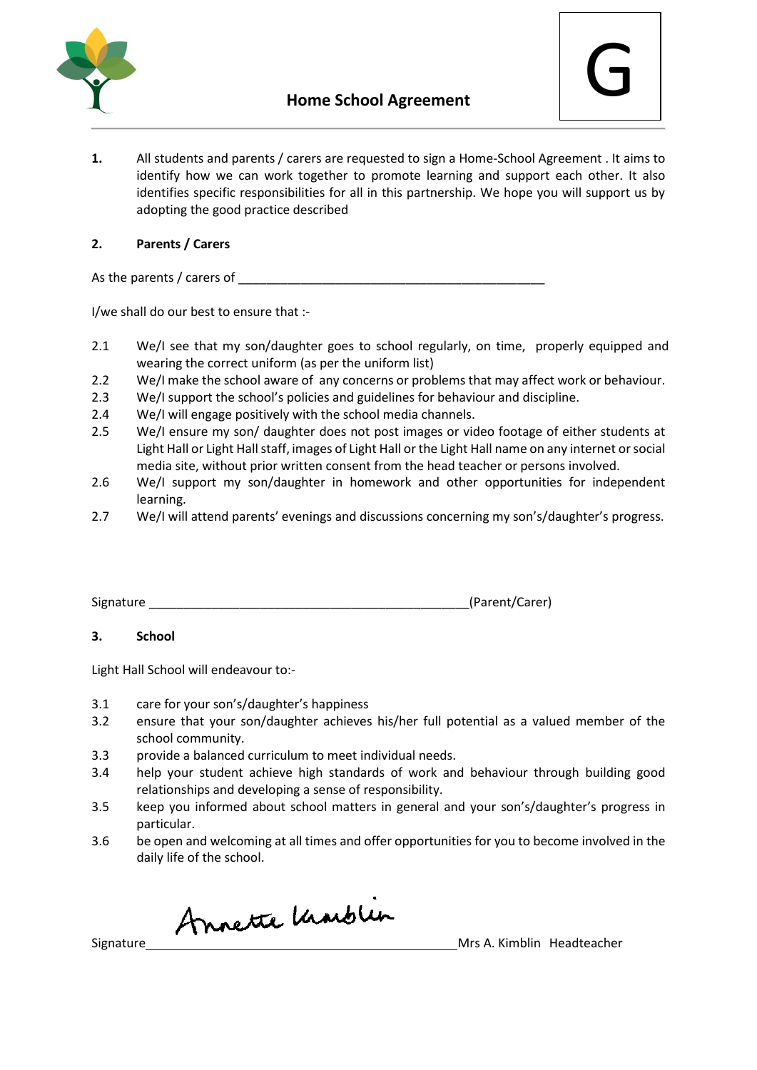# Home School Agreement

G

**1.** All students and parents / carers are requested to sign a Home-School Agreement . It aims to identify how we can work together to promote learning and support each other. It also identifies specific responsibilities for all in this partnership. We hope you will support us by adopting the good practice described

**2. Parents / Carers**

As the parents / carers of _____________________________________________

I/we shall do our best to ensure that :-

2.1 We/I see that my son/daughter goes to school regularly, on time, properly equipped and wearing the correct uniform (as per the uniform list)

2.2 We/I make the school aware of any concerns or problems that may affect work or behaviour.

2.3 We/I support the school's policies and guidelines for behaviour and discipline.

2.4 We/I will engage positively with the school media channels.

2.5 We/I ensure my son/ daughter does not post images or video footage of either students at Light Hall or Light Hall staff, images of Light Hall or the Light Hall name on any internet or social media site, without prior written consent from the head teacher or persons involved.

2.6 We/I support my son/daughter in homework and other opportunities for independent learning.

2.7 We/I will attend parents' evenings and discussions concerning my son's/daughter's progress.

Signature _______________________________________________(Parent/Carer)

**3. School**

Light Hall School will endeavour to:-

3.1 care for your son's/daughter's happiness

3.2 ensure that your son/daughter achieves his/her full potential as a valued member of the school community.

3.3 provide a balanced curriculum to meet individual needs.

3.4 help your student achieve high standards of work and behaviour through building good relationships and developing a sense of responsibility.

3.5 keep you informed about school matters in general and your son's/daughter's progress in particular.

3.6 be open and welcoming at all times and offer opportunities for you to become involved in the daily life of the school.

Signature Annette Kimblin Mrs A. Kimblin Headteacher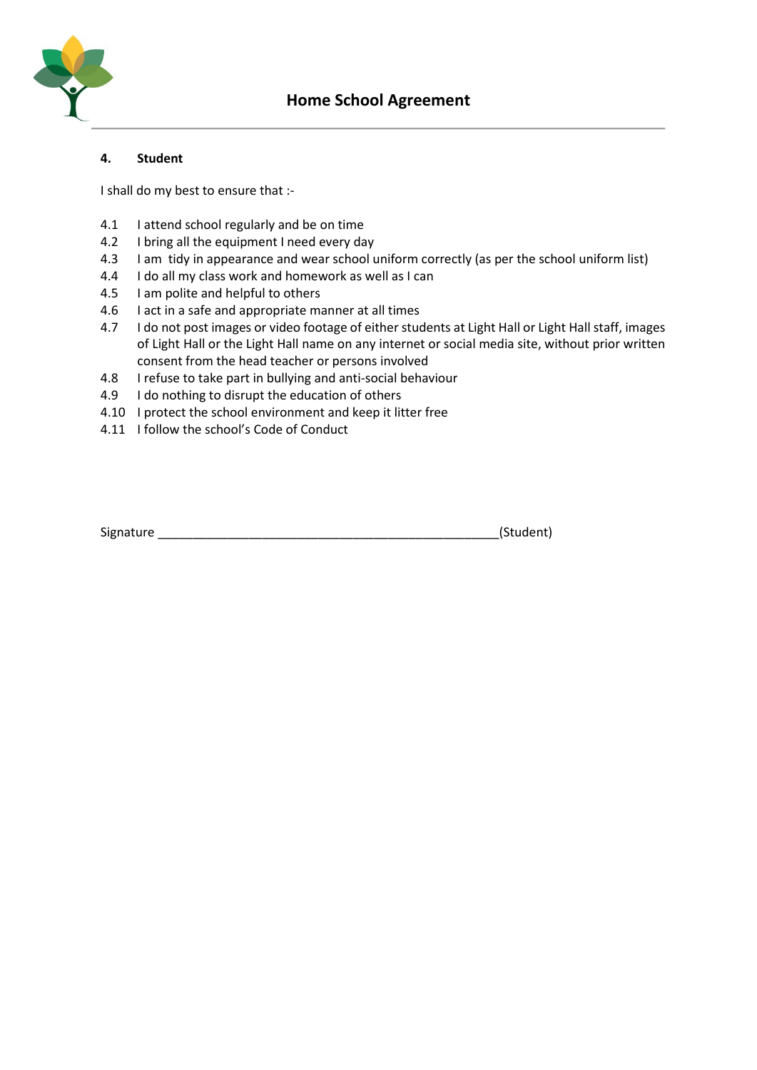# Home School Agreement

## 4. Student

I shall do my best to ensure that :-

4.1 I attend school regularly and be on time
4.2 I bring all the equipment I need every day
4.3 I am tidy in appearance and wear school uniform correctly (as per the school uniform list)
4.4 I do all my class work and homework as well as I can
4.5 I am polite and helpful to others
4.6 I act in a safe and appropriate manner at all times
4.7 I do not post images or video footage of either students at Light Hall or Light Hall staff, images of Light Hall or the Light Hall name on any internet or social media site, without prior written consent from the head teacher or persons involved
4.8 I refuse to take part in bullying and anti-social behaviour
4.9 I do nothing to disrupt the education of others
4.10 I protect the school environment and keep it litter free
4.11 I follow the school's Code of Conduct

Signature ___________________________________________________(Student)